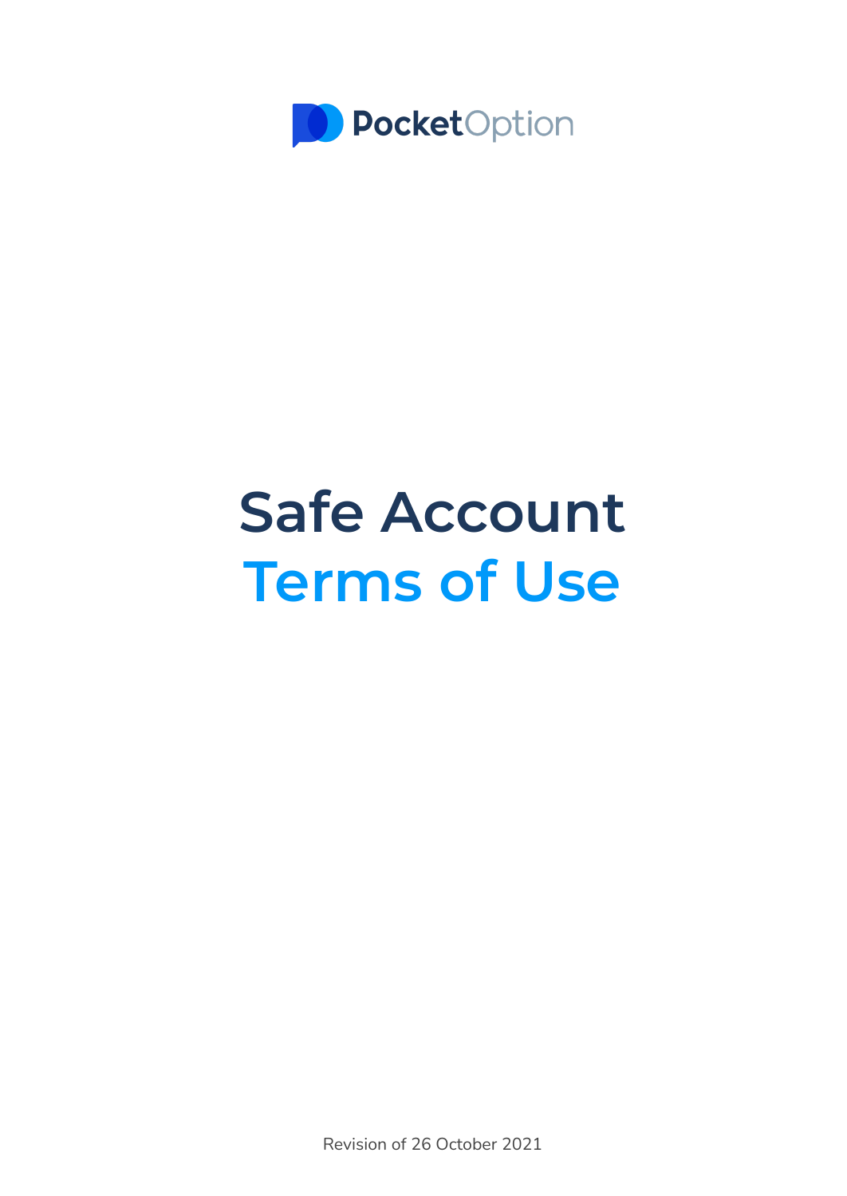PocketOption

# Safe Account
# Terms of Use

Revision of 26 October 2021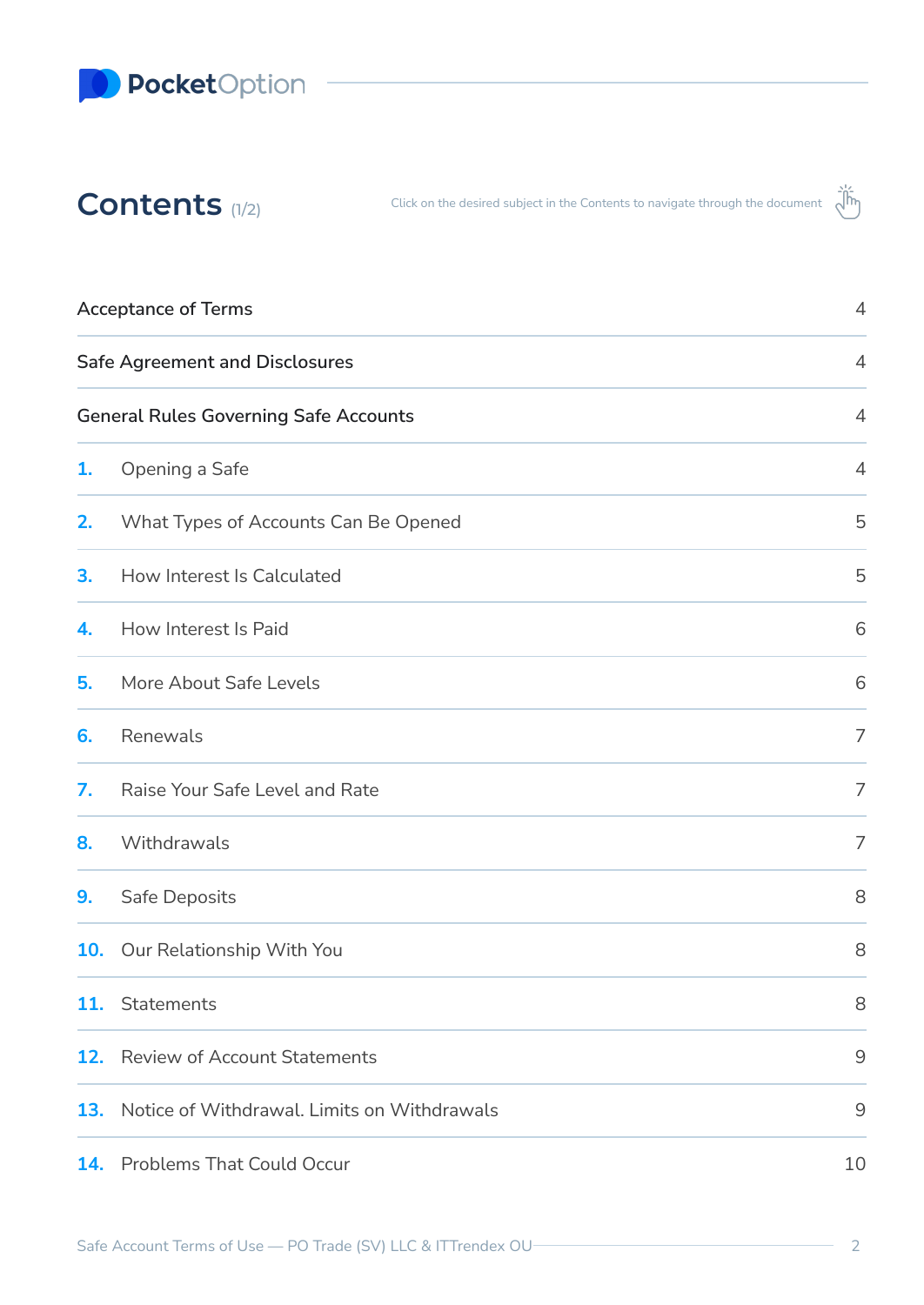# Contents (1/2)

Click on the desired subject in the Contents to navigate through the document

| | | |
|---|---|---|
| Acceptance of Terms | | 4 |
| Safe Agreement and Disclosures | | 4 |
| General Rules Governing Safe Accounts | | 4 |
| 1. | Opening a Safe | 4 |
| 2. | What Types of Accounts Can Be Opened | 5 |
| 3. | How Interest Is Calculated | 5 |
| 4. | How Interest Is Paid | 6 |
| 5. | More About Safe Levels | 6 |
| 6. | Renewals | 7 |
| 7. | Raise Your Safe Level and Rate | 7 |
| 8. | Withdrawals | 7 |
| 9. | Safe Deposits | 8 |
| 10. | Our Relationship With You | 8 |
| 11. | Statements | 8 |
| 12. | Review of Account Statements | 9 |
| 13. | Notice of Withdrawal. Limits on Withdrawals | 9 |
| 14. | Problems That Could Occur | 10 |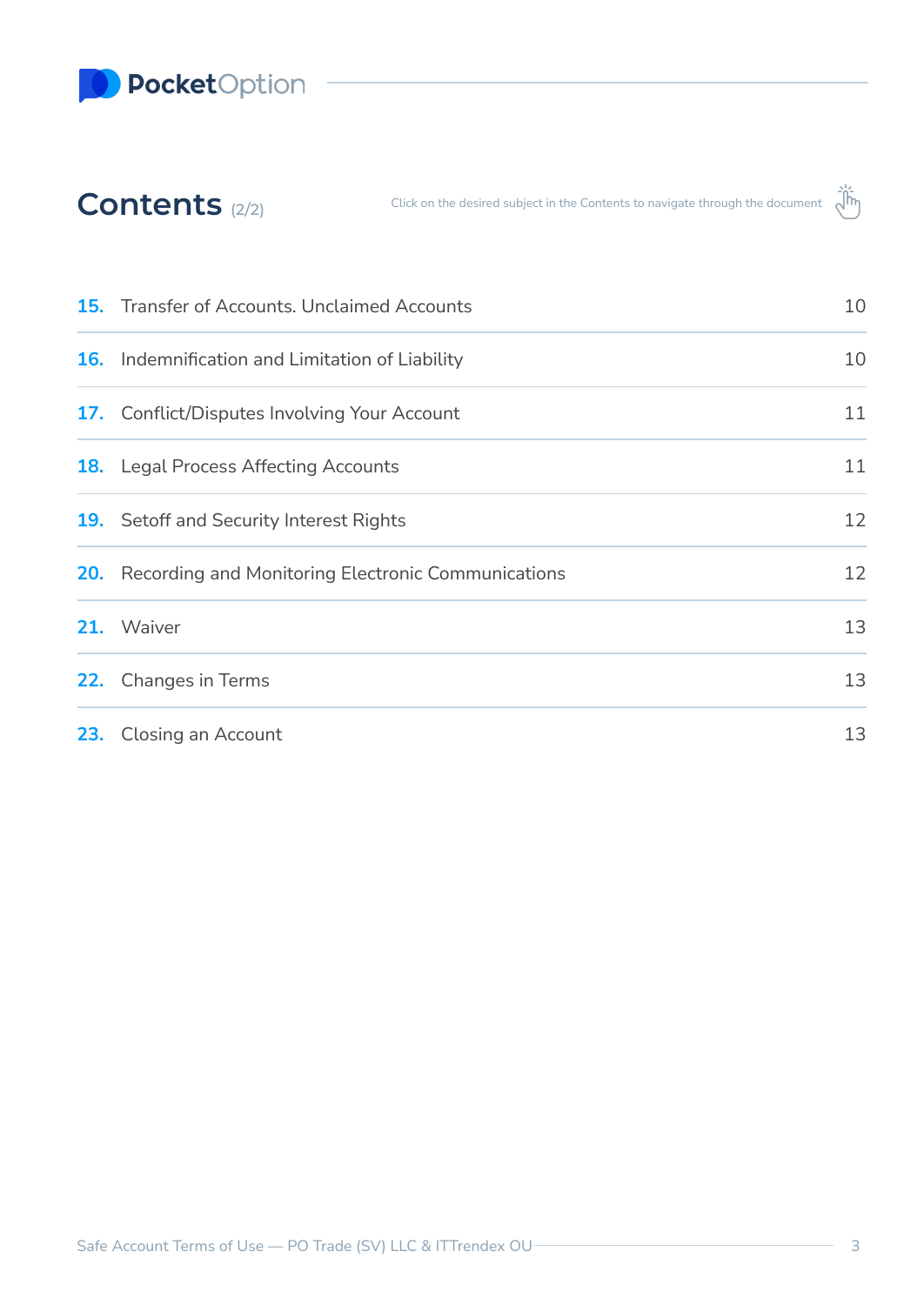## Contents (2/2)

Click on the desired subject in the Contents to navigate through the document

| | | |
|---|---|---|
| **15.** | Transfer of Accounts. Unclaimed Accounts | 10 |
| **16.** | Indemnification and Limitation of Liability | 10 |
| **17.** | Conflict/Disputes Involving Your Account | 11 |
| **18.** | Legal Process Affecting Accounts | 11 |
| **19.** | Setoff and Security Interest Rights | 12 |
| **20.** | Recording and Monitoring Electronic Communications | 12 |
| **21.** | Waiver | 13 |
| **22.** | Changes in Terms | 13 |
| **23.** | Closing an Account | 13 |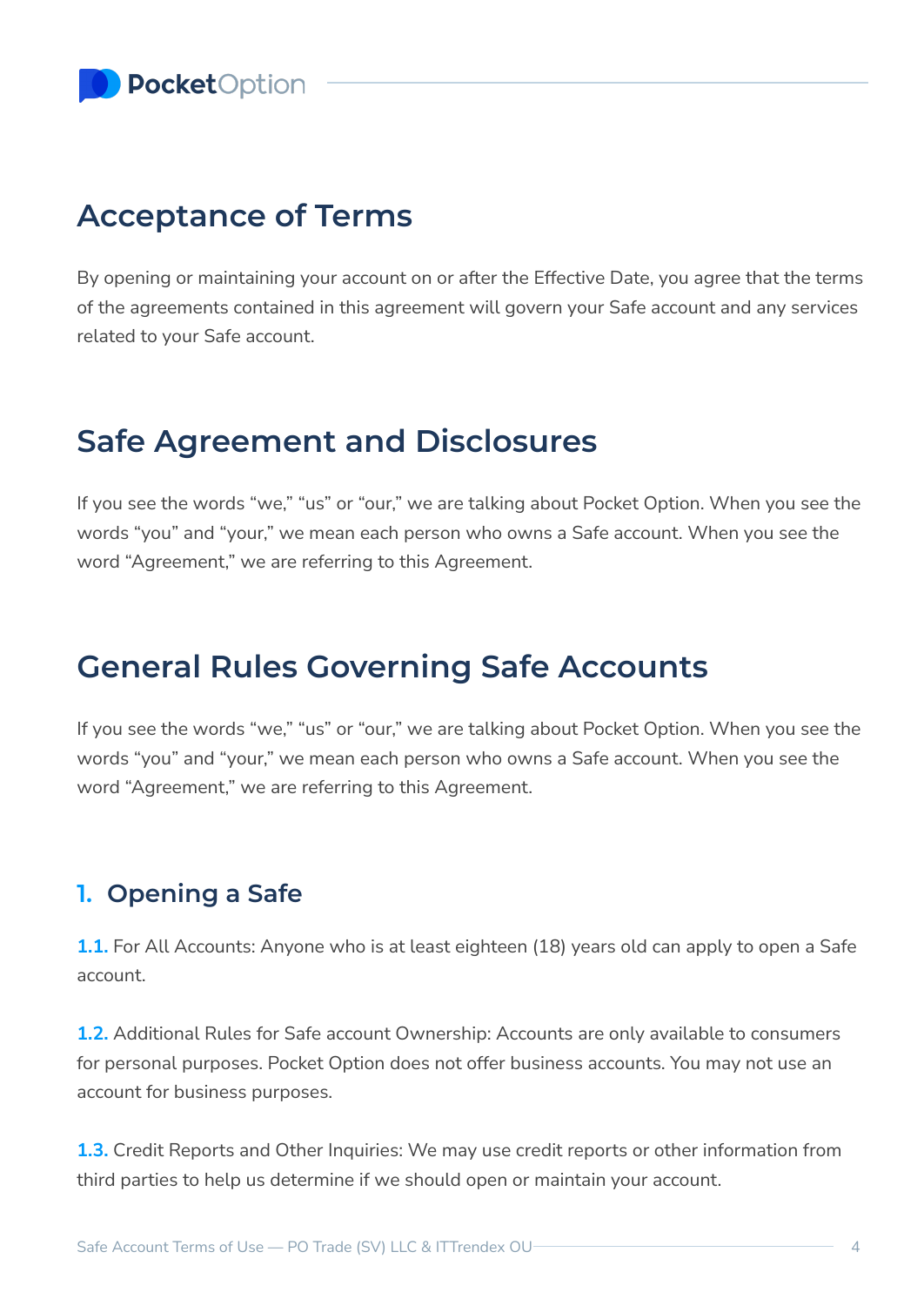## Acceptance of Terms

By opening or maintaining your account on or after the Effective Date, you agree that the terms of the agreements contained in this agreement will govern your Safe account and any services related to your Safe account.

## Safe Agreement and Disclosures

If you see the words “we,” “us” or “our,” we are talking about Pocket Option. When you see the words “you” and “your,” we mean each person who owns a Safe account. When you see the word “Agreement,” we are referring to this Agreement.

## General Rules Governing Safe Accounts

If you see the words “we,” “us” or “our,” we are talking about Pocket Option. When you see the words “you” and “your,” we mean each person who owns a Safe account. When you see the word “Agreement,” we are referring to this Agreement.

### 1. Opening a Safe

**1.1.** For All Accounts: Anyone who is at least eighteen (18) years old can apply to open a Safe account.

**1.2.** Additional Rules for Safe account Ownership: Accounts are only available to consumers for personal purposes. Pocket Option does not offer business accounts. You may not use an account for business purposes.

**1.3.** Credit Reports and Other Inquiries: We may use credit reports or other information from third parties to help us determine if we should open or maintain your account.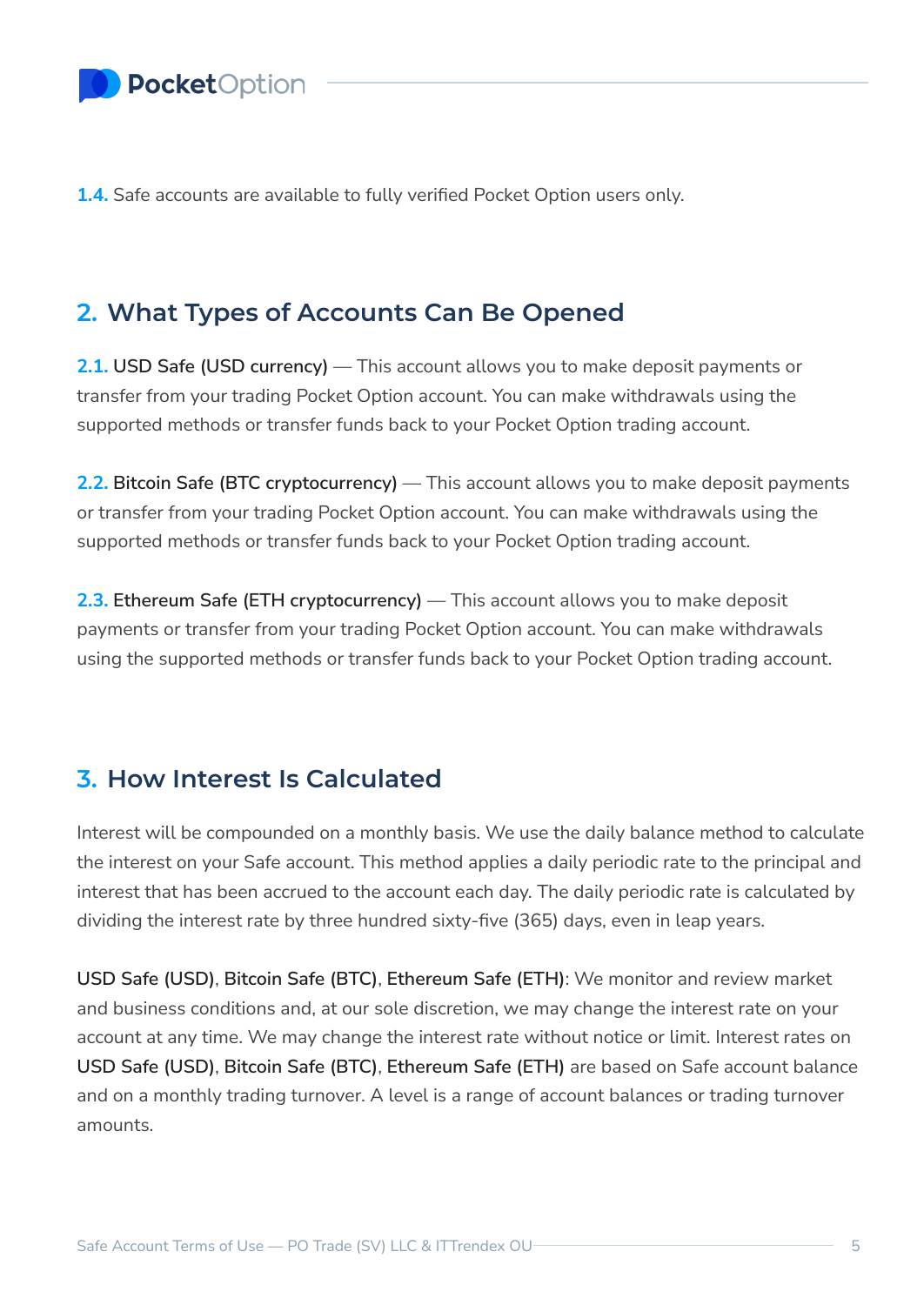**1.4.** Safe accounts are available to fully verified Pocket Option users only.

## 2. What Types of Accounts Can Be Opened

**2.1.** USD Safe (USD currency) — This account allows you to make deposit payments or transfer from your trading Pocket Option account. You can make withdrawals using the supported methods or transfer funds back to your Pocket Option trading account.

**2.2.** Bitcoin Safe (BTC cryptocurrency) — This account allows you to make deposit payments or transfer from your trading Pocket Option account. You can make withdrawals using the supported methods or transfer funds back to your Pocket Option trading account.

**2.3.** Ethereum Safe (ETH cryptocurrency) — This account allows you to make deposit payments or transfer from your trading Pocket Option account. You can make withdrawals using the supported methods or transfer funds back to your Pocket Option trading account.

## 3. How Interest Is Calculated

Interest will be compounded on a monthly basis. We use the daily balance method to calculate the interest on your Safe account. This method applies a daily periodic rate to the principal and interest that has been accrued to the account each day. The daily periodic rate is calculated by dividing the interest rate by three hundred sixty-five (365) days, even in leap years.

USD Safe (USD), Bitcoin Safe (BTC), Ethereum Safe (ETH): We monitor and review market and business conditions and, at our sole discretion, we may change the interest rate on your account at any time. We may change the interest rate without notice or limit. Interest rates on USD Safe (USD), Bitcoin Safe (BTC), Ethereum Safe (ETH) are based on Safe account balance and on a monthly trading turnover. A level is a range of account balances or trading turnover amounts.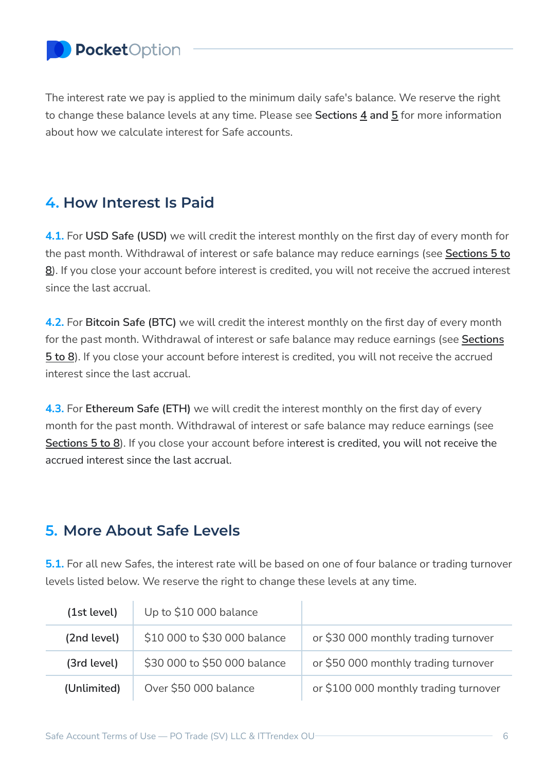The interest rate we pay is applied to the minimum daily safe's balance. We reserve the right to change these balance levels at any time. Please see **Sections** 4 **and** 5 for more information about how we calculate interest for Safe accounts.

## 4. How Interest Is Paid

**4.1.** For **USD Safe (USD)** we will credit the interest monthly on the first day of every month for the past month. Withdrawal of interest or safe balance may reduce earnings (see **Sections 5 to 8**). If you close your account before interest is credited, you will not receive the accrued interest since the last accrual.

**4.2.** For **Bitcoin Safe (BTC)** we will credit the interest monthly on the first day of every month for the past month. Withdrawal of interest or safe balance may reduce earnings (see **Sections 5 to 8**). If you close your account before interest is credited, you will not receive the accrued interest since the last accrual.

**4.3.** For **Ethereum Safe (ETH)** we will credit the interest monthly on the first day of every month for the past month. Withdrawal of interest or safe balance may reduce earnings (see **Sections 5 to 8**). If you close your account before interest is credited, you will not receive the accrued interest since the last accrual.

## 5. More About Safe Levels

**5.1.** For all new Safes, the interest rate will be based on one of four balance or trading turnover levels listed below. We reserve the right to change these levels at any time.

| | | |
|---|---|---|
| (1st level) | Up to $10 000 balance | |
| (2nd level) | $10 000 to $30 000 balance | or $30 000 monthly trading turnover |
| (3rd level) | $30 000 to $50 000 balance | or $50 000 monthly trading turnover |
| (Unlimited) | Over $50 000 balance | or $100 000 monthly trading turnover |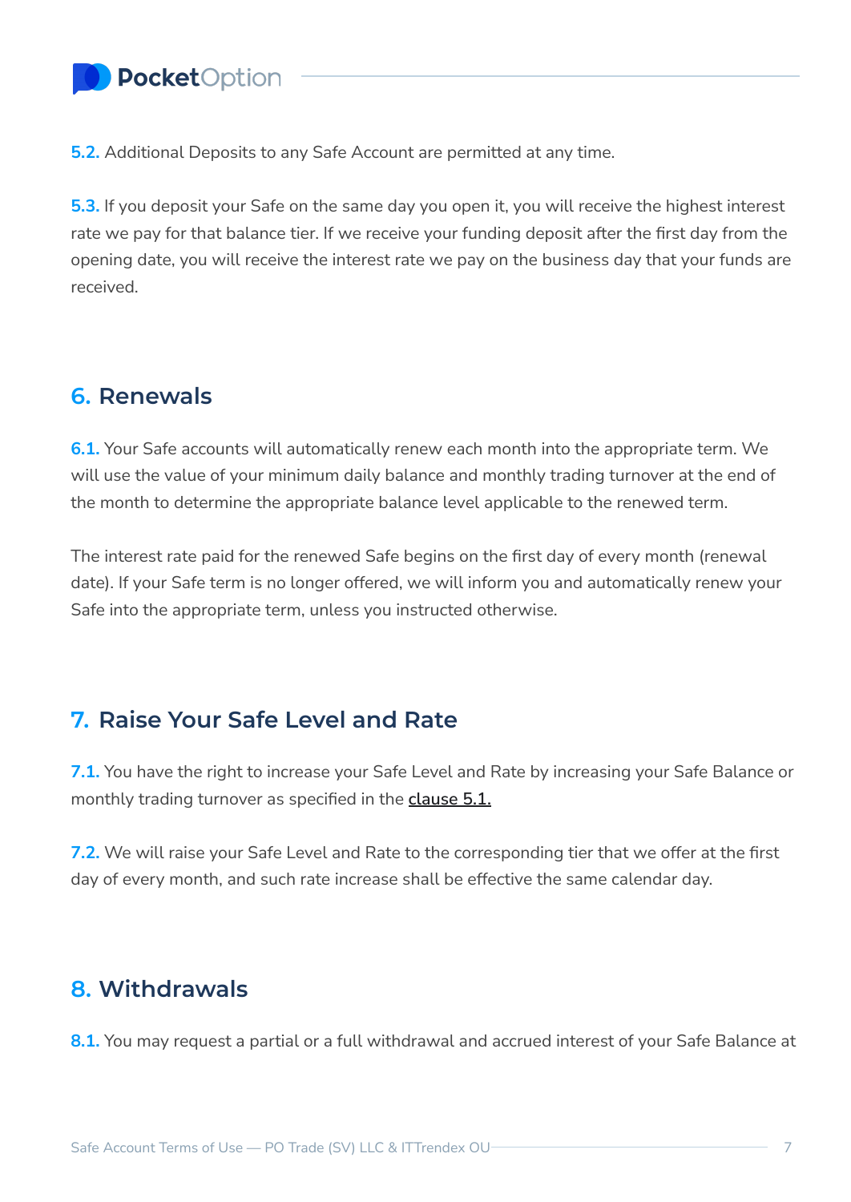**5.2.** Additional Deposits to any Safe Account are permitted at any time.

**5.3.** If you deposit your Safe on the same day you open it, you will receive the highest interest rate we pay for that balance tier. If we receive your funding deposit after the first day from the opening date, you will receive the interest rate we pay on the business day that your funds are received.

## 6. Renewals

**6.1.** Your Safe accounts will automatically renew each month into the appropriate term. We will use the value of your minimum daily balance and monthly trading turnover at the end of the month to determine the appropriate balance level applicable to the renewed term.

The interest rate paid for the renewed Safe begins on the first day of every month (renewal date). If your Safe term is no longer offered, we will inform you and automatically renew your Safe into the appropriate term, unless you instructed otherwise.

## 7. Raise Your Safe Level and Rate

**7.1.** You have the right to increase your Safe Level and Rate by increasing your Safe Balance or monthly trading turnover as specified in the clause 5.1.

**7.2.** We will raise your Safe Level and Rate to the corresponding tier that we offer at the first day of every month, and such rate increase shall be effective the same calendar day.

## 8. Withdrawals

**8.1.** You may request a partial or a full withdrawal and accrued interest of your Safe Balance at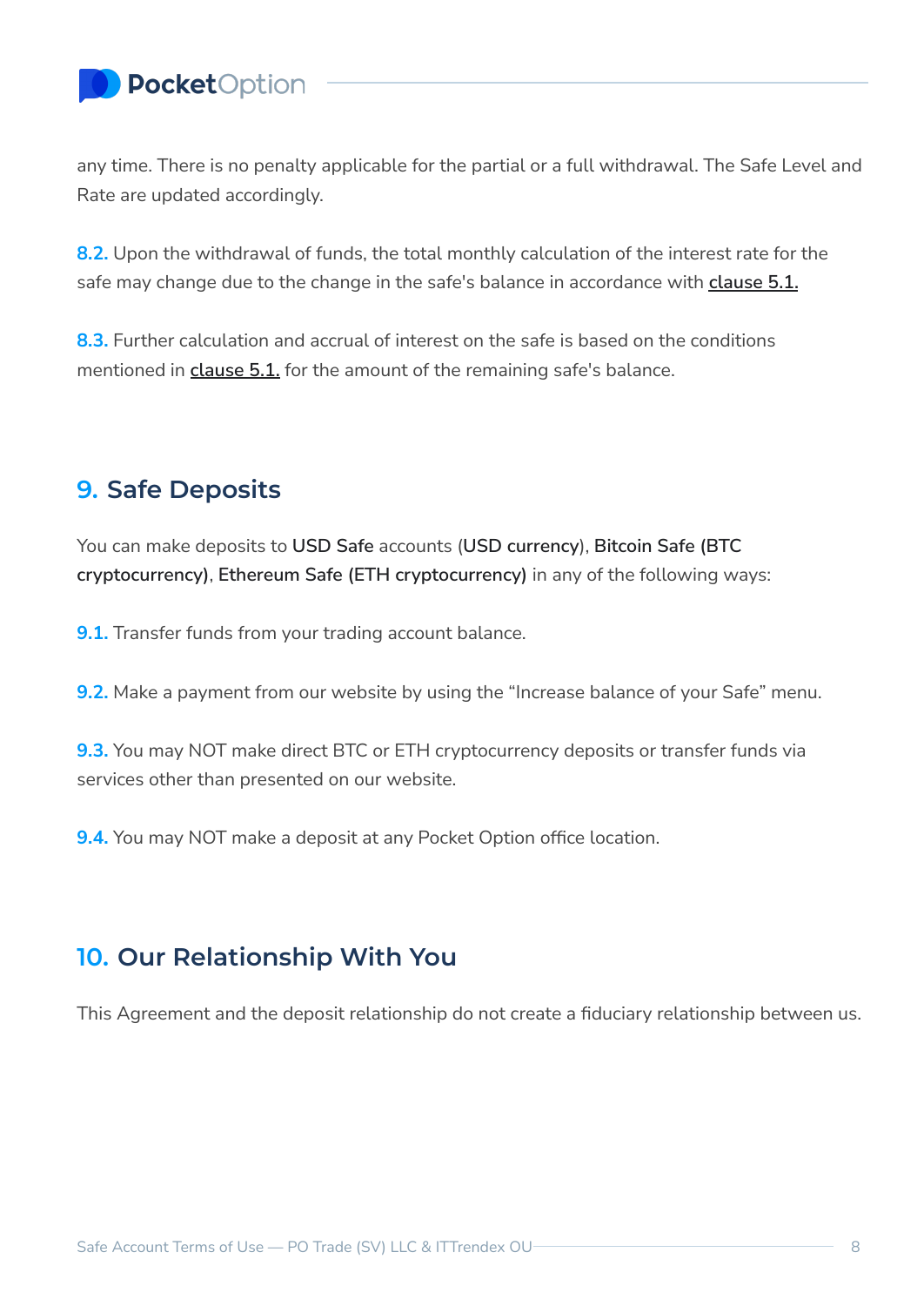any time. There is no penalty applicable for the partial or a full withdrawal. The Safe Level and Rate are updated accordingly.

**8.2.** Upon the withdrawal of funds, the total monthly calculation of the interest rate for the safe may change due to the change in the safe's balance in accordance with clause 5.1.

**8.3.** Further calculation and accrual of interest on the safe is based on the conditions mentioned in clause 5.1. for the amount of the remaining safe's balance.

## 9. Safe Deposits

You can make deposits to **USD Safe** accounts (**USD currency**), **Bitcoin Safe (BTC cryptocurrency)**, **Ethereum Safe (ETH cryptocurrency)** in any of the following ways:

**9.1.** Transfer funds from your trading account balance.

**9.2.** Make a payment from our website by using the “Increase balance of your Safe” menu.

**9.3.** You may NOT make direct BTC or ETH cryptocurrency deposits or transfer funds via services other than presented on our website.

**9.4.** You may NOT make a deposit at any Pocket Option office location.

## 10. Our Relationship With You

This Agreement and the deposit relationship do not create a fiduciary relationship between us.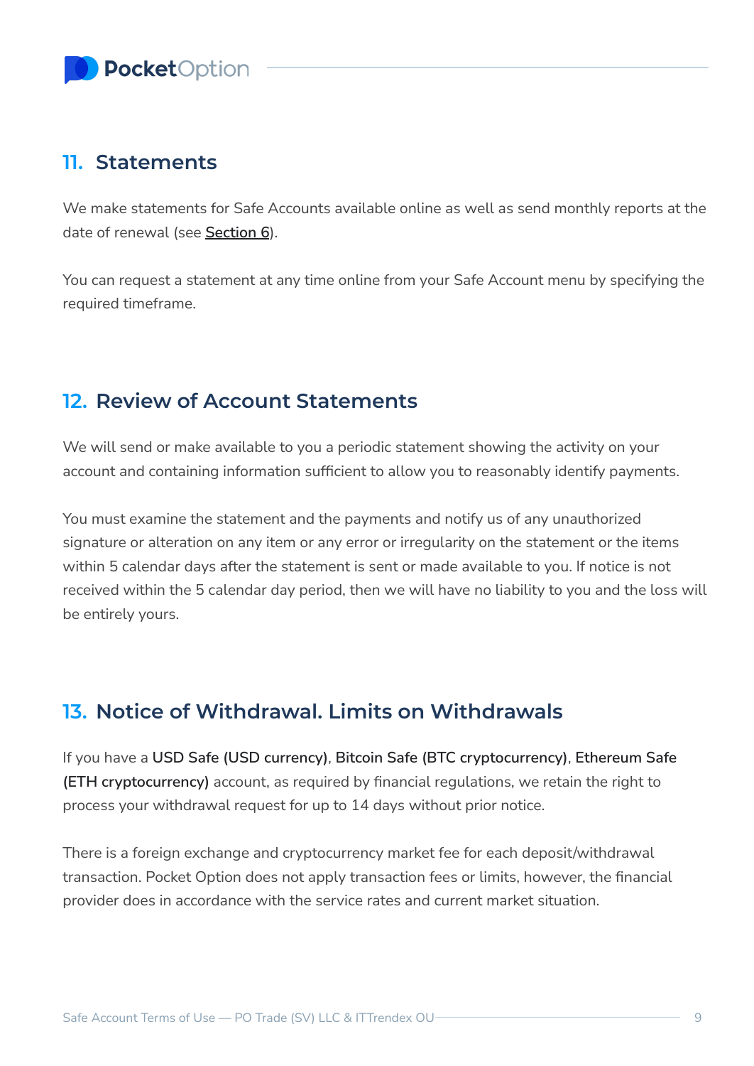## 11. Statements

We make statements for Safe Accounts available online as well as send monthly reports at the date of renewal (see Section 6).

You can request a statement at any time online from your Safe Account menu by specifying the required timeframe.

## 12. Review of Account Statements

We will send or make available to you a periodic statement showing the activity on your account and containing information sufficient to allow you to reasonably identify payments.

You must examine the statement and the payments and notify us of any unauthorized signature or alteration on any item or any error or irregularity on the statement or the items within 5 calendar days after the statement is sent or made available to you. If notice is not received within the 5 calendar day period, then we will have no liability to you and the loss will be entirely yours.

## 13. Notice of Withdrawal. Limits on Withdrawals

If you have a USD Safe (USD currency), Bitcoin Safe (BTC cryptocurrency), Ethereum Safe (ETH cryptocurrency) account, as required by financial regulations, we retain the right to process your withdrawal request for up to 14 days without prior notice.

There is a foreign exchange and cryptocurrency market fee for each deposit/withdrawal transaction. Pocket Option does not apply transaction fees or limits, however, the financial provider does in accordance with the service rates and current market situation.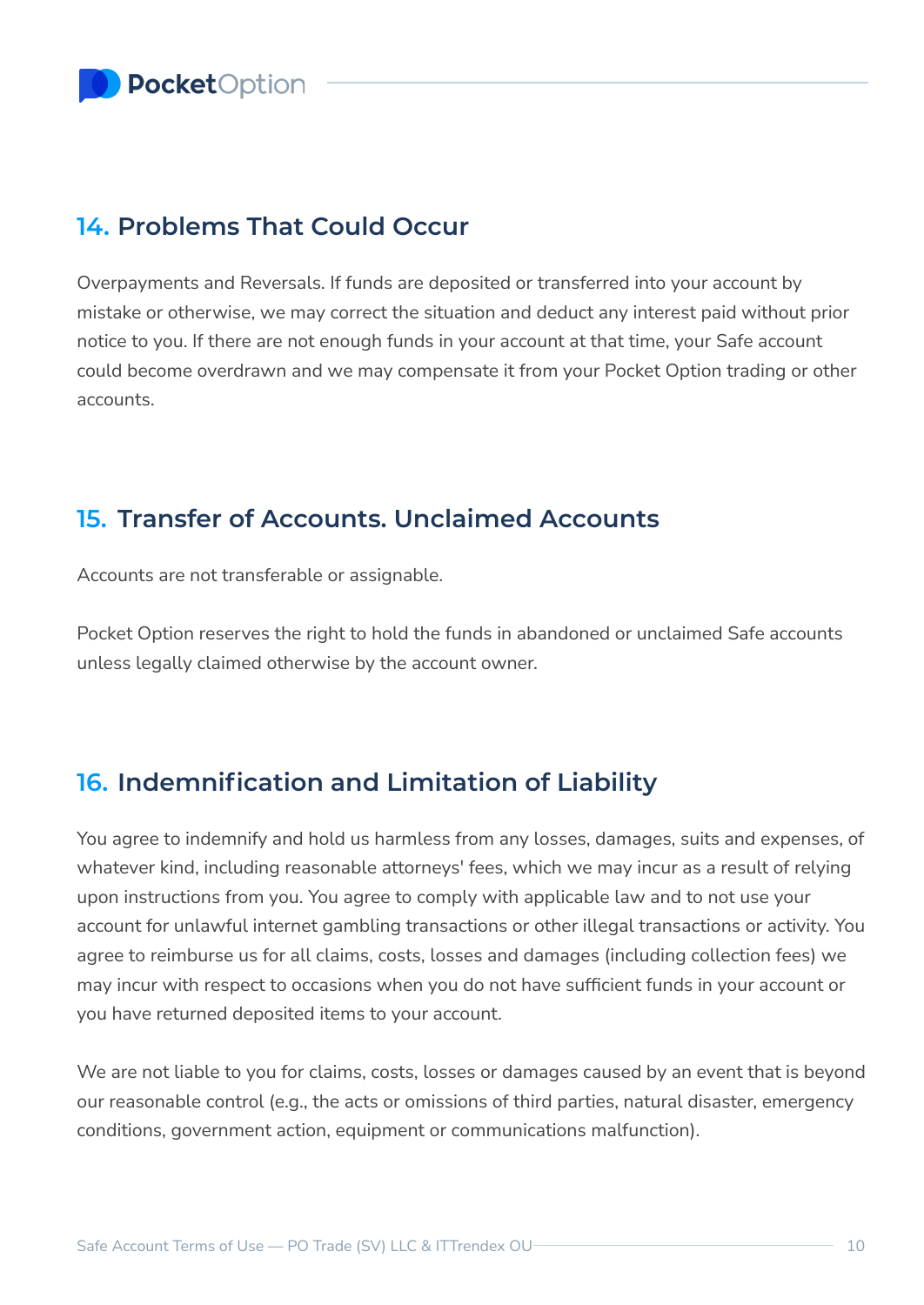## 14. Problems That Could Occur

Overpayments and Reversals. If funds are deposited or transferred into your account by mistake or otherwise, we may correct the situation and deduct any interest paid without prior notice to you. If there are not enough funds in your account at that time, your Safe account could become overdrawn and we may compensate it from your Pocket Option trading or other accounts.

## 15. Transfer of Accounts. Unclaimed Accounts

Accounts are not transferable or assignable.

Pocket Option reserves the right to hold the funds in abandoned or unclaimed Safe accounts unless legally claimed otherwise by the account owner.

## 16. Indemnification and Limitation of Liability

You agree to indemnify and hold us harmless from any losses, damages, suits and expenses, of whatever kind, including reasonable attorneys' fees, which we may incur as a result of relying upon instructions from you. You agree to comply with applicable law and to not use your account for unlawful internet gambling transactions or other illegal transactions or activity. You agree to reimburse us for all claims, costs, losses and damages (including collection fees) we may incur with respect to occasions when you do not have sufficient funds in your account or you have returned deposited items to your account.

We are not liable to you for claims, costs, losses or damages caused by an event that is beyond our reasonable control (e.g., the acts or omissions of third parties, natural disaster, emergency conditions, government action, equipment or communications malfunction).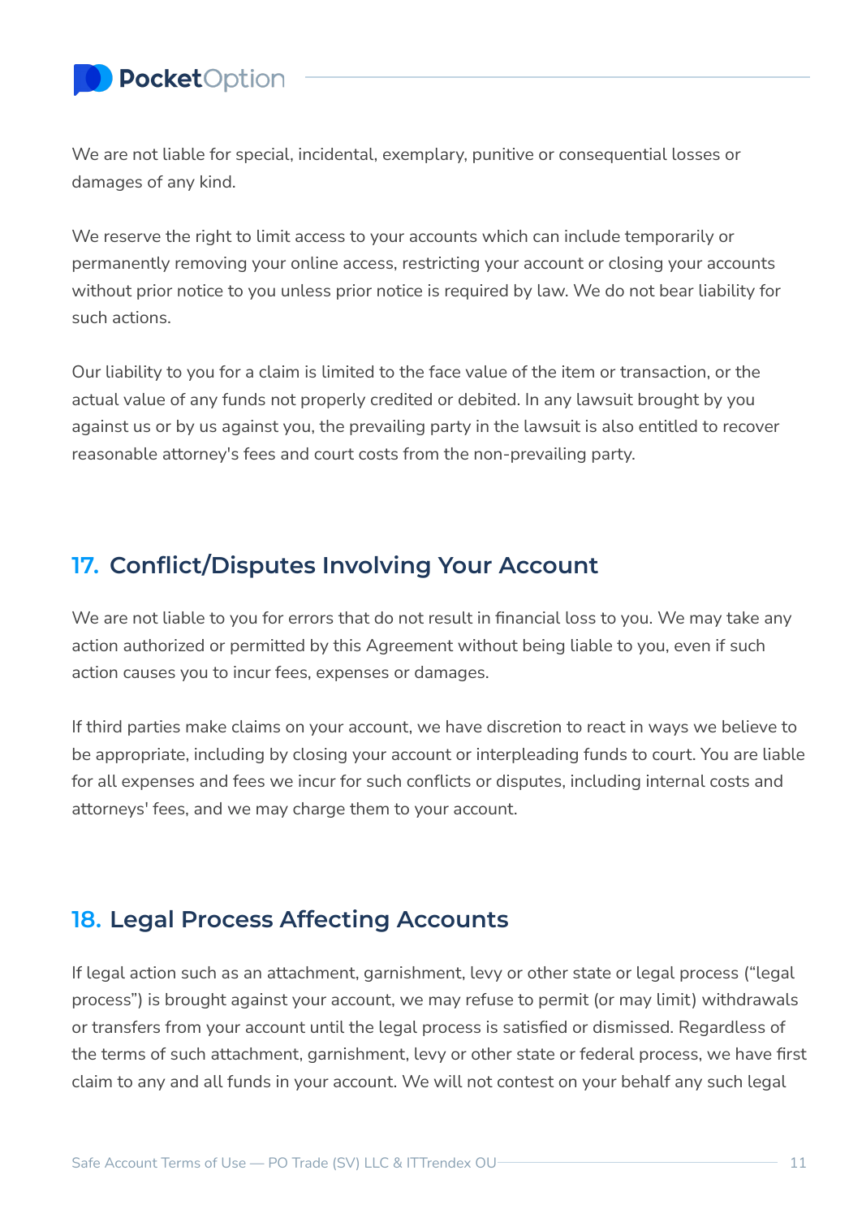We are not liable for special, incidental, exemplary, punitive or consequential losses or damages of any kind.

We reserve the right to limit access to your accounts which can include temporarily or permanently removing your online access, restricting your account or closing your accounts without prior notice to you unless prior notice is required by law. We do not bear liability for such actions.

Our liability to you for a claim is limited to the face value of the item or transaction, or the actual value of any funds not properly credited or debited. In any lawsuit brought by you against us or by us against you, the prevailing party in the lawsuit is also entitled to recover reasonable attorney's fees and court costs from the non-prevailing party.

## 17. Conflict/Disputes Involving Your Account

We are not liable to you for errors that do not result in financial loss to you. We may take any action authorized or permitted by this Agreement without being liable to you, even if such action causes you to incur fees, expenses or damages.

If third parties make claims on your account, we have discretion to react in ways we believe to be appropriate, including by closing your account or interpleading funds to court. You are liable for all expenses and fees we incur for such conflicts or disputes, including internal costs and attorneys' fees, and we may charge them to your account.

## 18. Legal Process Affecting Accounts

If legal action such as an attachment, garnishment, levy or other state or legal process ("legal process") is brought against your account, we may refuse to permit (or may limit) withdrawals or transfers from your account until the legal process is satisfied or dismissed. Regardless of the terms of such attachment, garnishment, levy or other state or federal process, we have first claim to any and all funds in your account. We will not contest on your behalf any such legal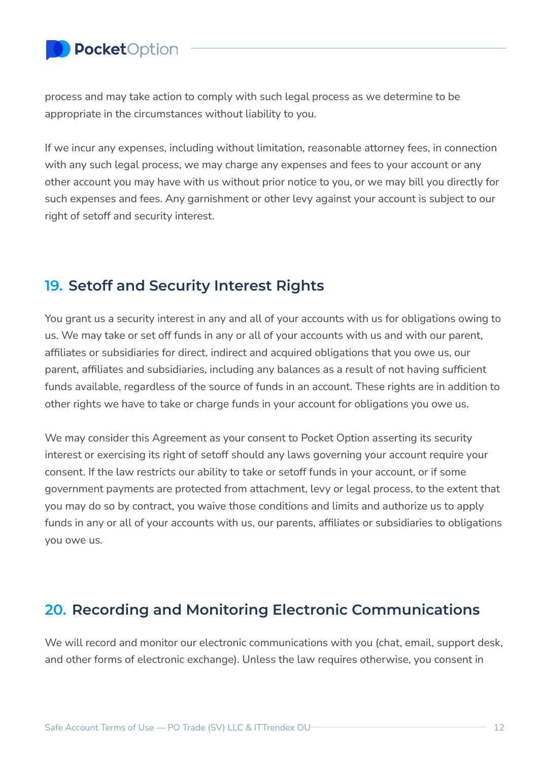process and may take action to comply with such legal process as we determine to be appropriate in the circumstances without liability to you.

If we incur any expenses, including without limitation, reasonable attorney fees, in connection with any such legal process, we may charge any expenses and fees to your account or any other account you may have with us without prior notice to you, or we may bill you directly for such expenses and fees. Any garnishment or other levy against your account is subject to our right of setoff and security interest.

## 19. Setoff and Security Interest Rights

You grant us a security interest in any and all of your accounts with us for obligations owing to us. We may take or set off funds in any or all of your accounts with us and with our parent, affiliates or subsidiaries for direct, indirect and acquired obligations that you owe us, our parent, affiliates and subsidiaries, including any balances as a result of not having sufficient funds available, regardless of the source of funds in an account. These rights are in addition to other rights we have to take or charge funds in your account for obligations you owe us.

We may consider this Agreement as your consent to Pocket Option asserting its security interest or exercising its right of setoff should any laws governing your account require your consent. If the law restricts our ability to take or setoff funds in your account, or if some government payments are protected from attachment, levy or legal process, to the extent that you may do so by contract, you waive those conditions and limits and authorize us to apply funds in any or all of your accounts with us, our parents, affiliates or subsidiaries to obligations you owe us.

## 20. Recording and Monitoring Electronic Communications

We will record and monitor our electronic communications with you (chat, email, support desk, and other forms of electronic exchange). Unless the law requires otherwise, you consent in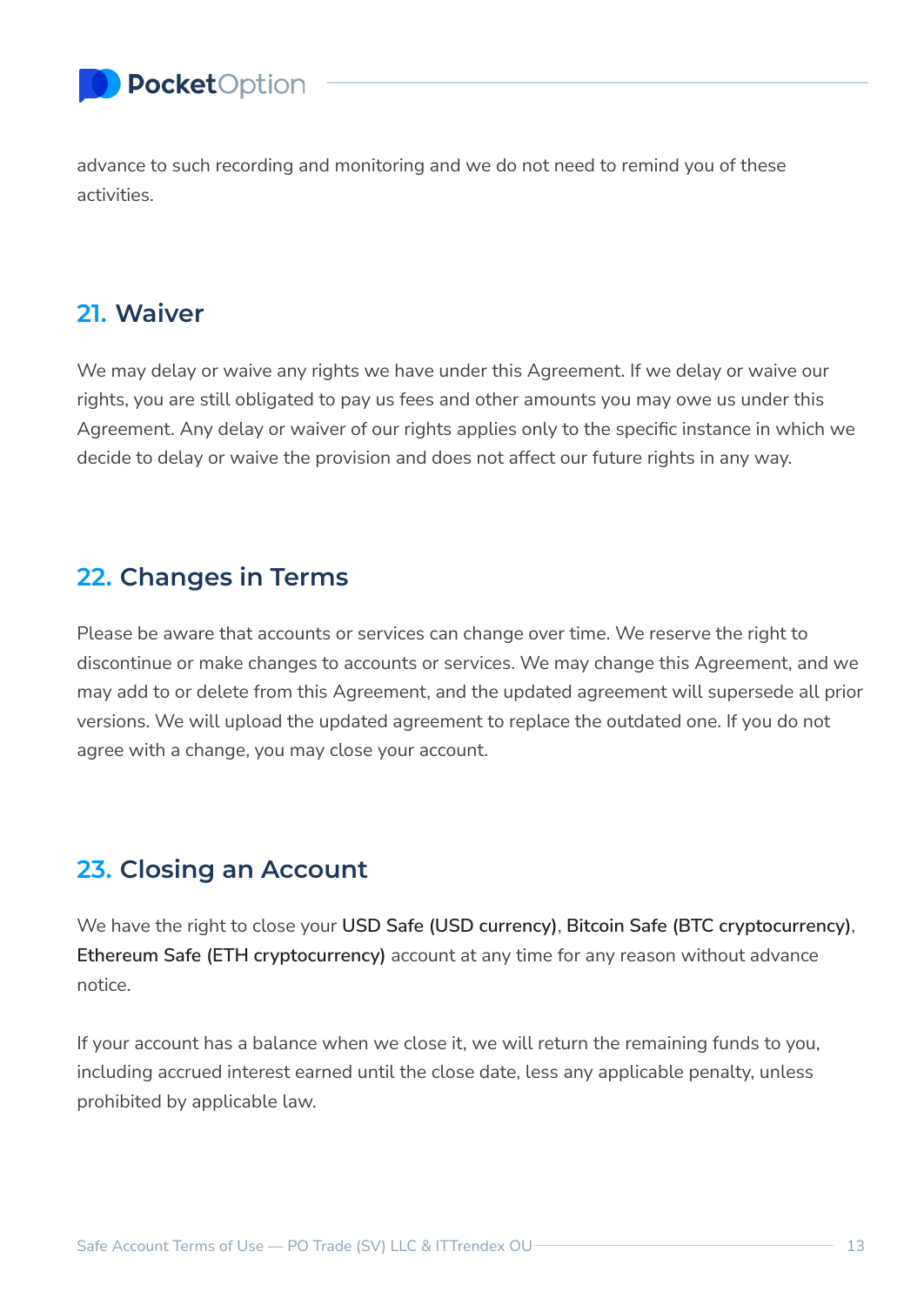advance to such recording and monitoring and we do not need to remind you of these activities.

## 21. Waiver

We may delay or waive any rights we have under this Agreement. If we delay or waive our rights, you are still obligated to pay us fees and other amounts you may owe us under this Agreement. Any delay or waiver of our rights applies only to the specific instance in which we decide to delay or waive the provision and does not affect our future rights in any way.

## 22. Changes in Terms

Please be aware that accounts or services can change over time. We reserve the right to discontinue or make changes to accounts or services. We may change this Agreement, and we may add to or delete from this Agreement, and the updated agreement will supersede all prior versions. We will upload the updated agreement to replace the outdated one. If you do not agree with a change, you may close your account.

## 23. Closing an Account

We have the right to close your USD Safe (USD currency), Bitcoin Safe (BTC cryptocurrency), Ethereum Safe (ETH cryptocurrency) account at any time for any reason without advance notice.

If your account has a balance when we close it, we will return the remaining funds to you, including accrued interest earned until the close date, less any applicable penalty, unless prohibited by applicable law.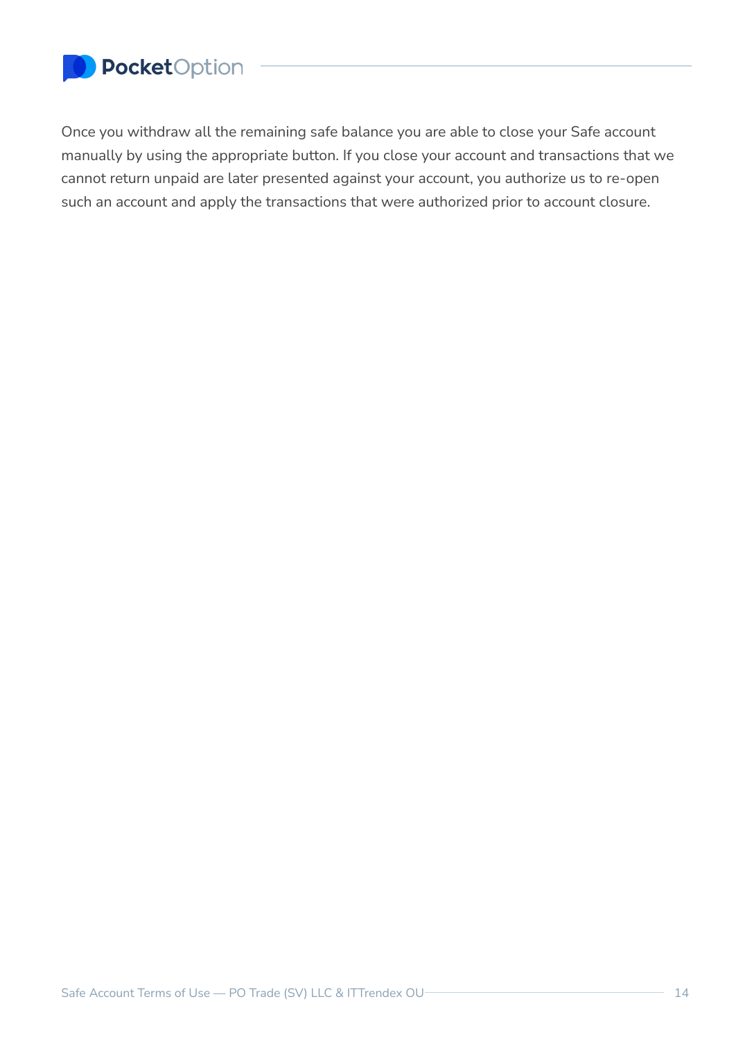Once you withdraw all the remaining safe balance you are able to close your Safe account manually by using the appropriate button. If you close your account and transactions that we cannot return unpaid are later presented against your account, you authorize us to re-open such an account and apply the transactions that were authorized prior to account closure.